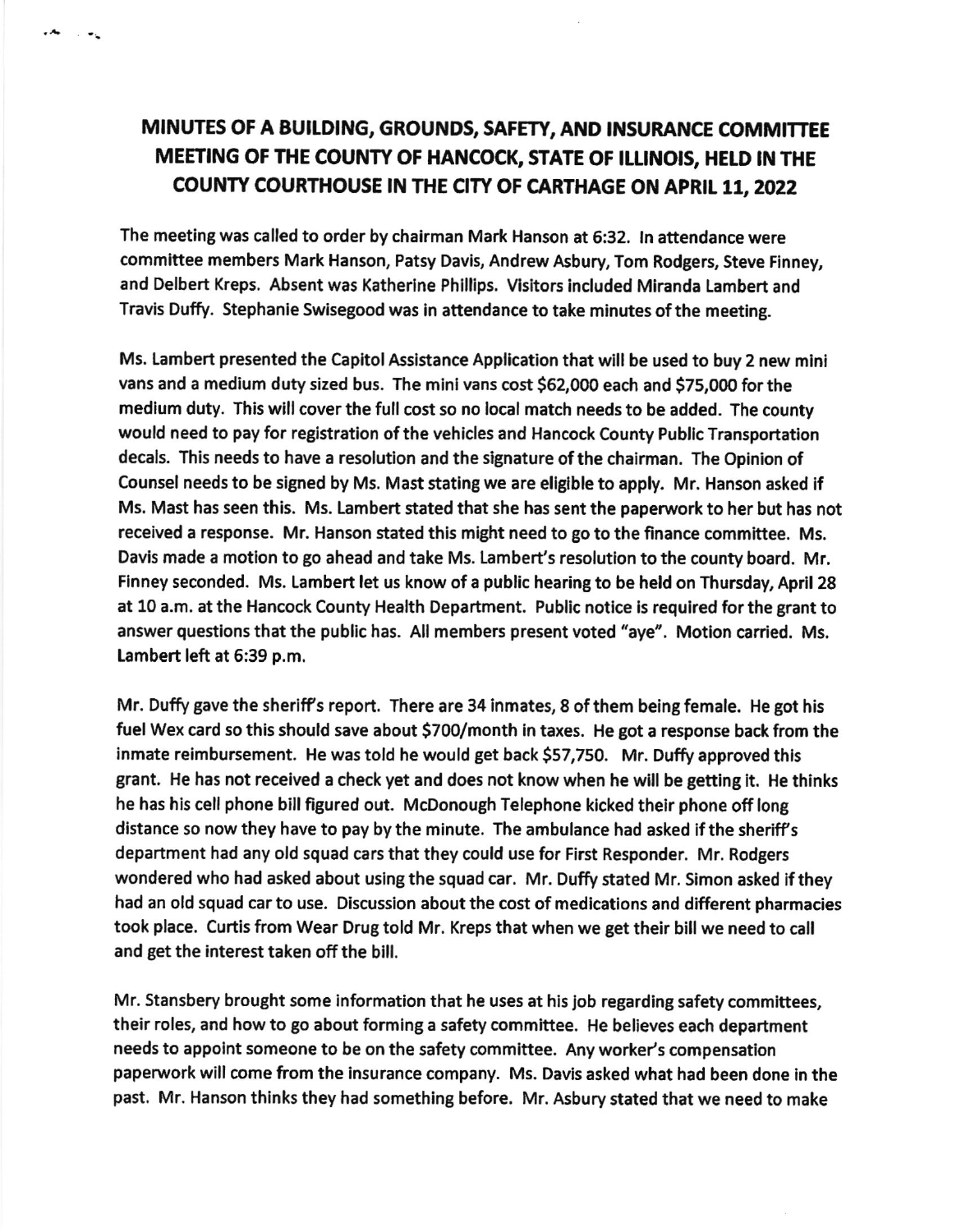# MINUTES OF A BUILDING, GROUNDS, SAFETY, AND INSURANCE COMMITTEE MEETING OF THE COUNTY OF HANCOCK, STATE OF ILLINOIS, HELD IN THE COUNTY COURTHOUSE IN THE CITY OF CARTHAGE ON APRIL 11, 2022

The meeting was called to order by chairman Mark Hanson at 6:32. In attendance were committee members Mark Hanson, Patsy Davis, Andrew Asbury, Tom Rodgers, Steve Finney, and Delbert Kreps. Absent was Katherine Phillips. Visitors included Miranda Lambert and Travis Duffy. Stephanie Swisegood was in attendance to take minutes of the meeting.

Ms. Lambert presented the Capitol Assistance Application that will be used to buy 2 new mini vans and a medium duty sized bus. The mini vans cost $62,000 each and $75,000 for the medium duty. This will cover the full cost so no local match needs to be added. The county would need to pay for registration of the vehicles and Hancock County Public Transportation decals. This needs to have a resolution and the signature of the chairman. The Opinion of Counsel needs to be signed by Ms. Mast stating we are eligible to apply. Mr. Hanson asked if Ms. Mast has seen this. Ms. Lambert stated that she has sent the paperwork to her but has not received a response. Mr. Hanson stated this might need to go to the finance committee. Ms. Davis made a motion to go ahead and take Ms. Lambert's resolution to the county board. Mr. Finney seconded. Ms. Lambert let us know of a public hearing to be held on Thursday, April 28 at 10 a.m. at the Hancock County Health Department. Public notice is required for the grant to answer questions that the public has. All members present voted "aye". Motion carried. Ms. Lambert left at 6:39 p.m.

Mr. Duffy gave the sheriff's report. There are 34 inmates, 8 of them being female. He got his fuel Wex card so this should save about $700/month in taxes. He got a response back from the inmate reimbursement. He was told he would get back $57,750. Mr. Duffy approved this grant. He has not received a check yet and does not know when he will be getting it. He thinks he has his cell phone bill figured out. McDonough Telephone kicked their phone off long distance so now they have to pay by the minute. The ambulance had asked if the sheriff's department had any old squad cars that they could use for First Responder. Mr. Rodgers wondered who had asked about using the squad car. Mr. Duffy stated Mr. Simon asked if they had an old squad car to use. Discussion about the cost of medications and different pharmacies took place. Curtis from Wear Drug told Mr. Kreps that when we get their bill we need to call and get the interest taken off the bill.

Mr. Stansbery brought some information that he uses at his job regarding safety committees, their roles, and how to go about forming a safety committee. He believes each department needs to appoint someone to be on the safety committee. Any worker's compensation paperwork will come from the insurance company. Ms. Davis asked what had been done in the past. Mr. Hanson thinks they had something before. Mr. Asbury stated that we need to make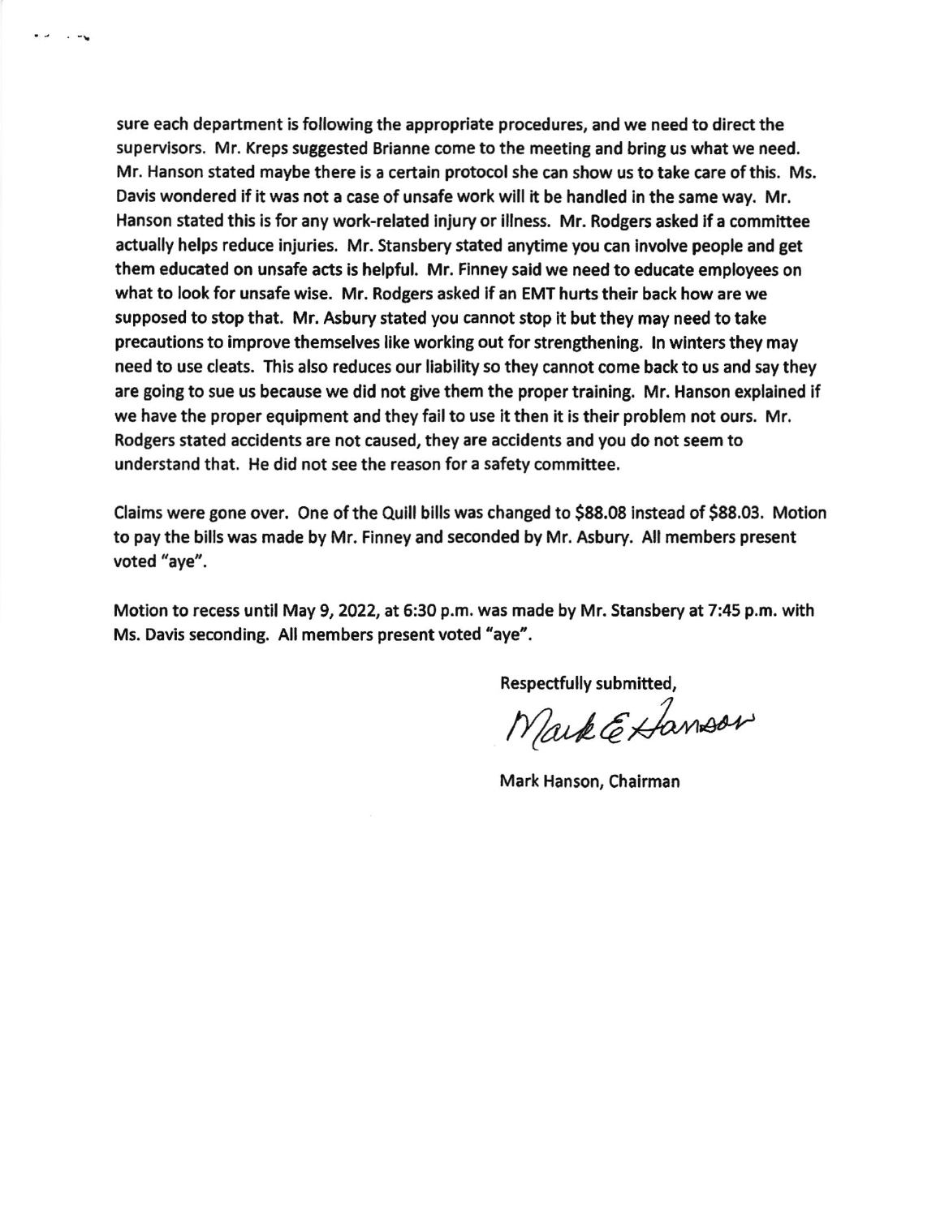sure each department is following the appropriate procedures, and we need to direct the supervisors. Mr. Kreps suggested Brianne come to the meeting and bring us what we need. Mr. Hanson stated maybe there is a certain protocol she can show us to take care of this. Ms. Davis wondered if it was not a case of unsafe work will it be handled in the same way. Mr. Hanson stated this is for any work-related injury or illness. Mr. Rodgers asked if a committee actually helps reduce injuries. Mr. Stansbery stated anytime you can involve people and get them educated on unsafe acts is helpful. Mr. Finney said we need to educate employees on what to look for unsafe wise. Mr. Rodgers asked if an EMT hurts their back how are we supposed to stop that. Mr. Asbury stated you cannot stop it but they may need to take precautions to improve themselves like working out for strengthening. In winters they may need to use cleats. This also reduces our liability so they cannot come back to us and say they are going to sue us because we did not give them the proper training. Mr. Hanson explained if we have the proper equipment and they fail to use it then it is their problem not ours. Mr. Rodgers stated accidents are not caused, they are accidents and you do not seem to understand that. He did not see the reason for a safety committee.

Claims were gone over. One of the Quill bills was changed to $88.08 instead of $88.03. Motion to pay the bills was made by Mr. Finney and seconded by Mr. Asbury. All members present voted "aye".

Motion to recess until May 9, 2022, at 6:30 p.m. was made by Mr. Stansbery at 7:45 p.m. with Ms. Davis seconding. All members present voted "aye".

Respectfully submitted,

Mark E Hanson

Mark Hanson, Chairman